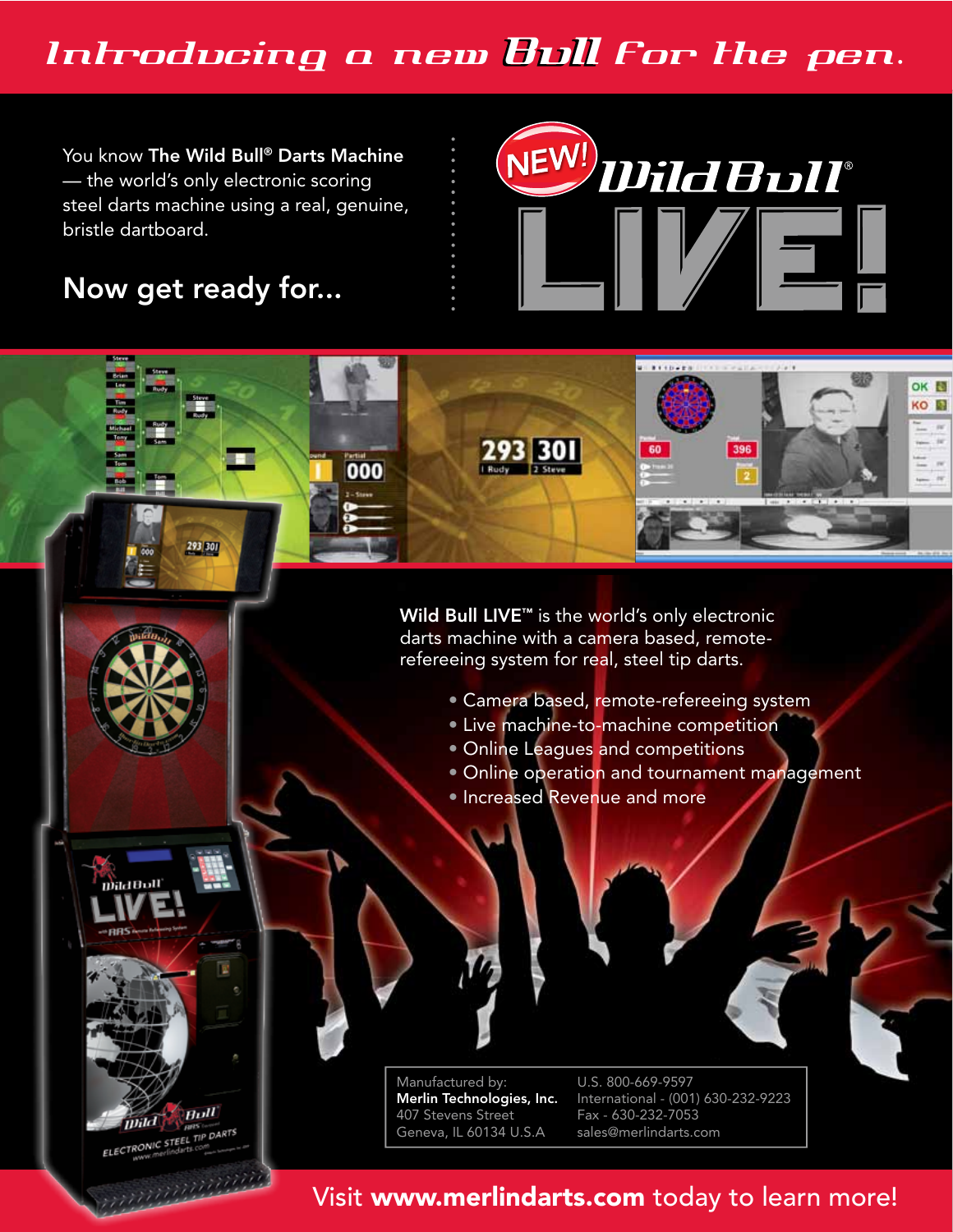# Introducing a new Bull for the pen.

You know **The Wild Bull® Darts Machine** — the world's only electronic scoring steel darts machine using a real, genuine, bristle dartboard.

## Now get ready for...

# NEW! Wild Bull® LIVE!

**Wild Bull LIVE™** is the world's only electronic darts machine with a camera based, remote-refereeing system for real, steel tip darts.

- Camera based, remote-refereeing system
- Live machine-to-machine competition
- Online Leagues and competitions
- Online operation and tournament management
- Increased Revenue and more

Manufactured by:
**Merlin Technologies, Inc.**
407 Stevens Street
Geneva, IL 60134 U.S.A

U.S. 800-669-9597
International - (001) 630-232-9223
Fax - 630-232-7053
sales@merlindarts.com

Visit **www.merlindarts.com** today to learn more!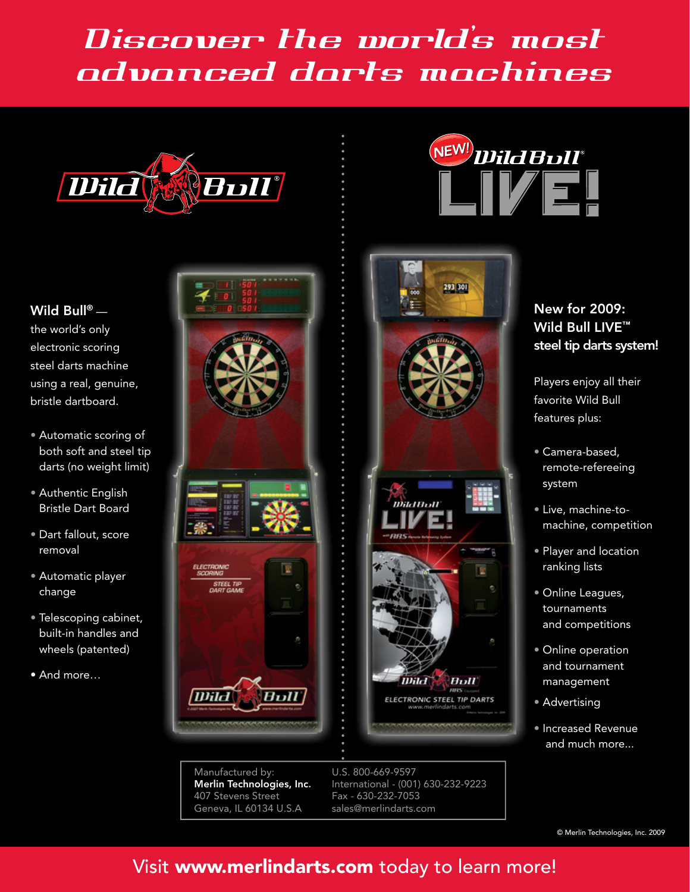# Discover the world's most advanced darts machines

Wild Bull®

NEW! Wild Bull® LIVE!

**Wild Bull® —** the world's only electronic scoring steel darts machine using a real, genuine, bristle dartboard.

- Automatic scoring of both soft and steel tip darts (no weight limit)
- Authentic English Bristle Dart Board
- Dart fallout, score removal
- Automatic player change
- Telescoping cabinet, built-in handles and wheels (patented)
- And more…

**New for 2009: Wild Bull LIVE™ steel tip darts system!**

Players enjoy all their favorite Wild Bull features plus:

- Camera-based, remote-refereeing system
- Live, machine-to-machine, competition
- Player and location ranking lists
- Online Leagues, tournaments and competitions
- Online operation and tournament management
- Advertising
- Increased Revenue and much more...

| | |
|---|---|
| Manufactured by: | U.S. 800-669-9597 |
| **Merlin Technologies, Inc.** | International - (001) 630-232-9223 |
| 407 Stevens Street | Fax - 630-232-7053 |
| Geneva, IL 60134 U.S.A | sales@merlindarts.com |

© Merlin Technologies, Inc. 2009

Visit **www.merlindarts.com** today to learn more!